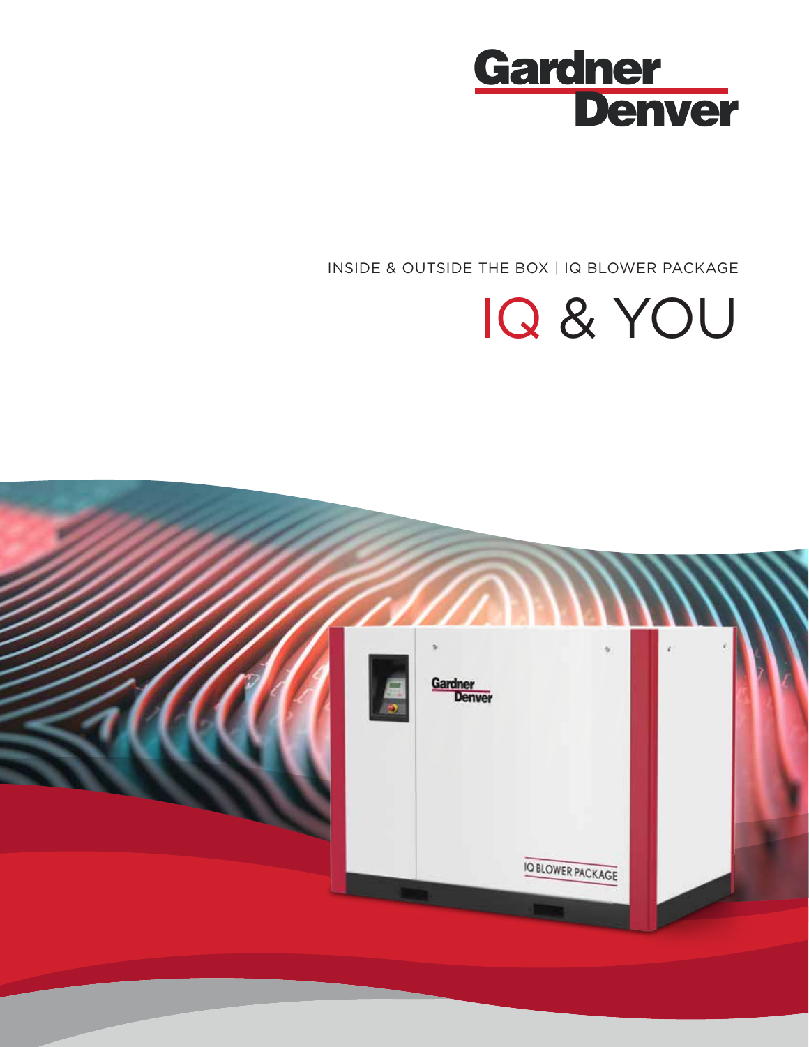Gardner Denver

INSIDE & OUTSIDE THE BOX | IQ BLOWER PACKAGE

# IQ & YOU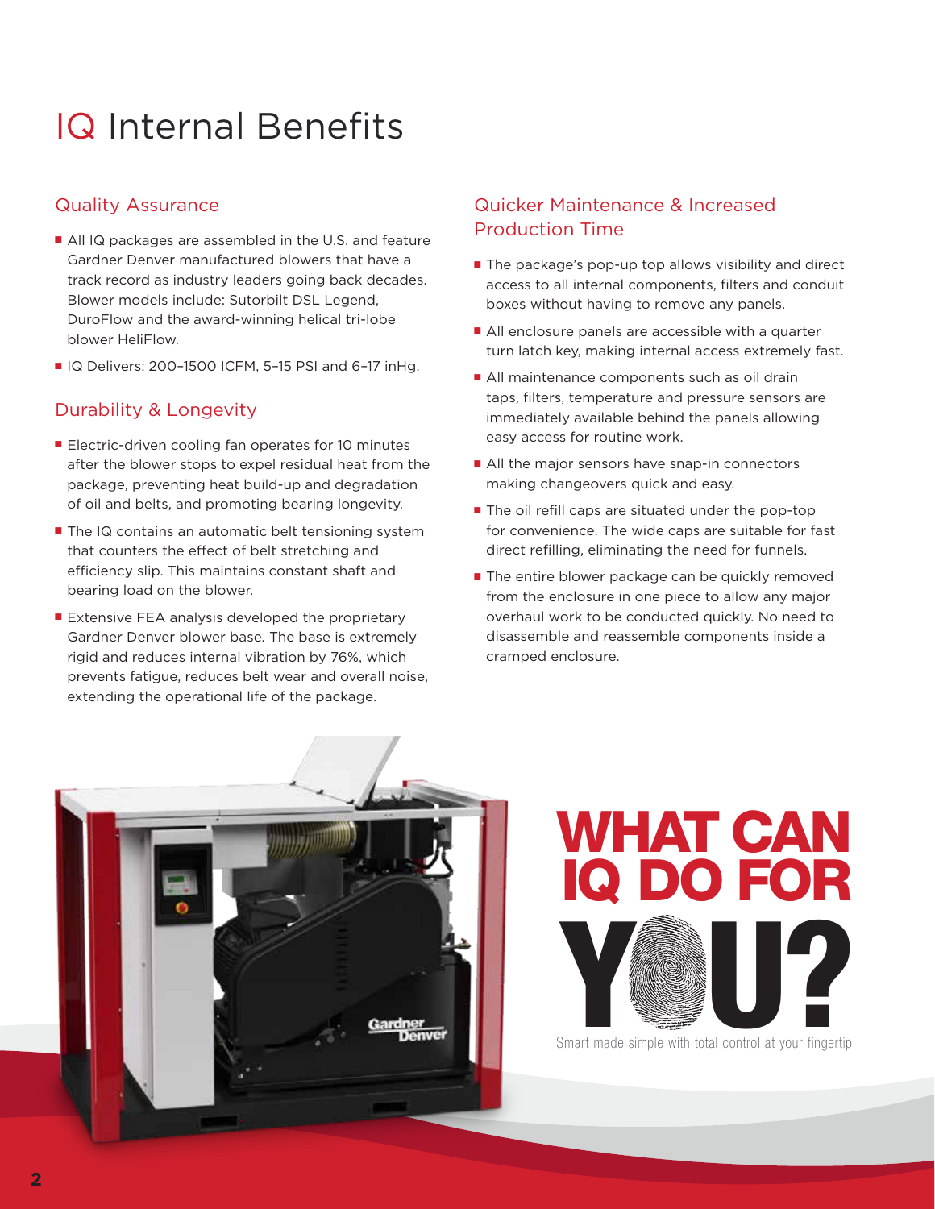# IQ Internal Benefits

## Quality Assurance

- All IQ packages are assembled in the U.S. and feature Gardner Denver manufactured blowers that have a track record as industry leaders going back decades. Blower models include: Sutorbilt DSL Legend, DuroFlow and the award-winning helical tri-lobe blower HeliFlow.
- IQ Delivers: 200–1500 ICFM, 5–15 PSI and 6–17 inHg.

## Durability & Longevity

- Electric-driven cooling fan operates for 10 minutes after the blower stops to expel residual heat from the package, preventing heat build-up and degradation of oil and belts, and promoting bearing longevity.
- The IQ contains an automatic belt tensioning system that counters the effect of belt stretching and efficiency slip. This maintains constant shaft and bearing load on the blower.
- Extensive FEA analysis developed the proprietary Gardner Denver blower base. The base is extremely rigid and reduces internal vibration by 76%, which prevents fatigue, reduces belt wear and overall noise, extending the operational life of the package.

## Quicker Maintenance & Increased Production Time

- The package's pop-up top allows visibility and direct access to all internal components, filters and conduit boxes without having to remove any panels.
- All enclosure panels are accessible with a quarter turn latch key, making internal access extremely fast.
- All maintenance components such as oil drain taps, filters, temperature and pressure sensors are immediately available behind the panels allowing easy access for routine work.
- All the major sensors have snap-in connectors making changeovers quick and easy.
- The oil refill caps are situated under the pop-top for convenience. The wide caps are suitable for fast direct refilling, eliminating the need for funnels.
- The entire blower package can be quickly removed from the enclosure in one piece to allow any major overhaul work to be conducted quickly. No need to disassemble and reassemble components inside a cramped enclosure.

**WHAT CAN IQ DO FOR YOU?**

Smart made simple with total control at your fingertip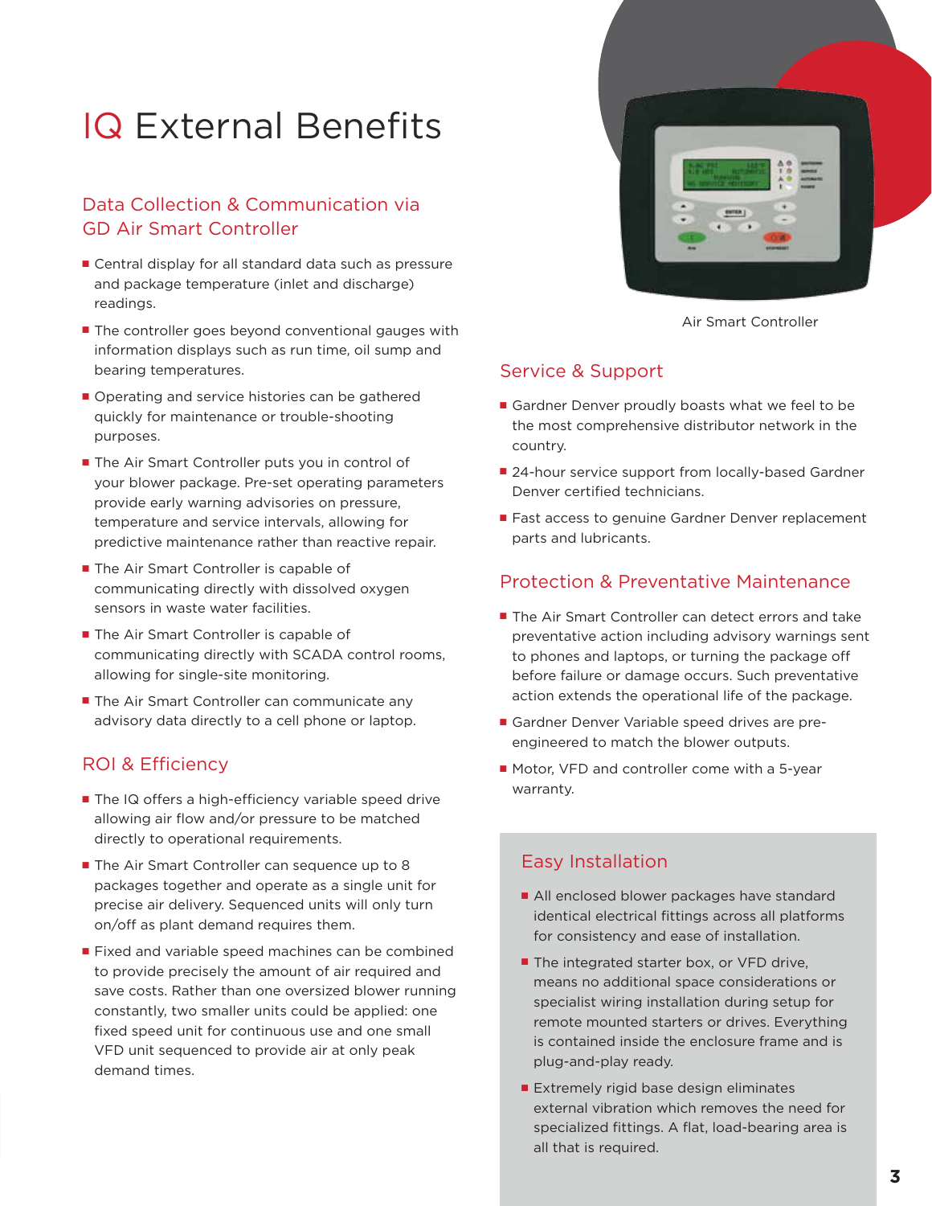# IQ External Benefits

## Data Collection & Communication via GD Air Smart Controller

- Central display for all standard data such as pressure and package temperature (inlet and discharge) readings.
- The controller goes beyond conventional gauges with information displays such as run time, oil sump and bearing temperatures.
- Operating and service histories can be gathered quickly for maintenance or trouble-shooting purposes.
- The Air Smart Controller puts you in control of your blower package. Pre-set operating parameters provide early warning advisories on pressure, temperature and service intervals, allowing for predictive maintenance rather than reactive repair.
- The Air Smart Controller is capable of communicating directly with dissolved oxygen sensors in waste water facilities.
- The Air Smart Controller is capable of communicating directly with SCADA control rooms, allowing for single-site monitoring.
- The Air Smart Controller can communicate any advisory data directly to a cell phone or laptop.

## ROI & Efficiency

- The IQ offers a high-efficiency variable speed drive allowing air flow and/or pressure to be matched directly to operational requirements.
- The Air Smart Controller can sequence up to 8 packages together and operate as a single unit for precise air delivery. Sequenced units will only turn on/off as plant demand requires them.
- Fixed and variable speed machines can be combined to provide precisely the amount of air required and save costs. Rather than one oversized blower running constantly, two smaller units could be applied: one fixed speed unit for continuous use and one small VFD unit sequenced to provide air at only peak demand times.

Air Smart Controller

## Service & Support

- Gardner Denver proudly boasts what we feel to be the most comprehensive distributor network in the country.
- 24-hour service support from locally-based Gardner Denver certified technicians.
- Fast access to genuine Gardner Denver replacement parts and lubricants.

## Protection & Preventative Maintenance

- The Air Smart Controller can detect errors and take preventative action including advisory warnings sent to phones and laptops, or turning the package off before failure or damage occurs. Such preventative action extends the operational life of the package.
- Gardner Denver Variable speed drives are pre-engineered to match the blower outputs.
- Motor, VFD and controller come with a 5-year warranty.

## Easy Installation

- All enclosed blower packages have standard identical electrical fittings across all platforms for consistency and ease of installation.
- The integrated starter box, or VFD drive, means no additional space considerations or specialist wiring installation during setup for remote mounted starters or drives. Everything is contained inside the enclosure frame and is plug-and-play ready.
- Extremely rigid base design eliminates external vibration which removes the need for specialized fittings. A flat, load-bearing area is all that is required.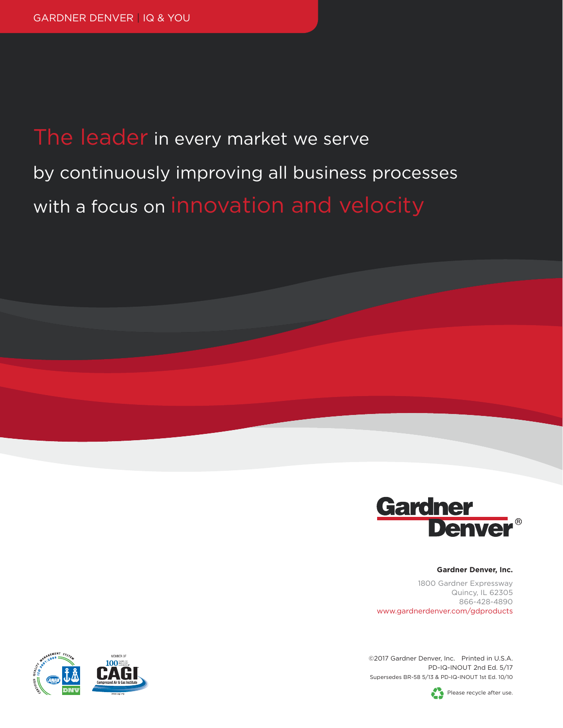The leader in every market we serve

by continuously improving all business processes

with a focus on innovation and velocity

**Gardner Denver, Inc.**

1800 Gardner Expressway
Quincy, IL 62305
866-428-4890
www.gardnerdenver.com/gdproducts

©2017 Gardner Denver, Inc. Printed in U.S.A.
PD-IQ-INOUT 2nd Ed. 5/17
Supersedes BR-58 5/13 & PD-IQ-INOUT 1st Ed. 10/10

Please recycle after use.